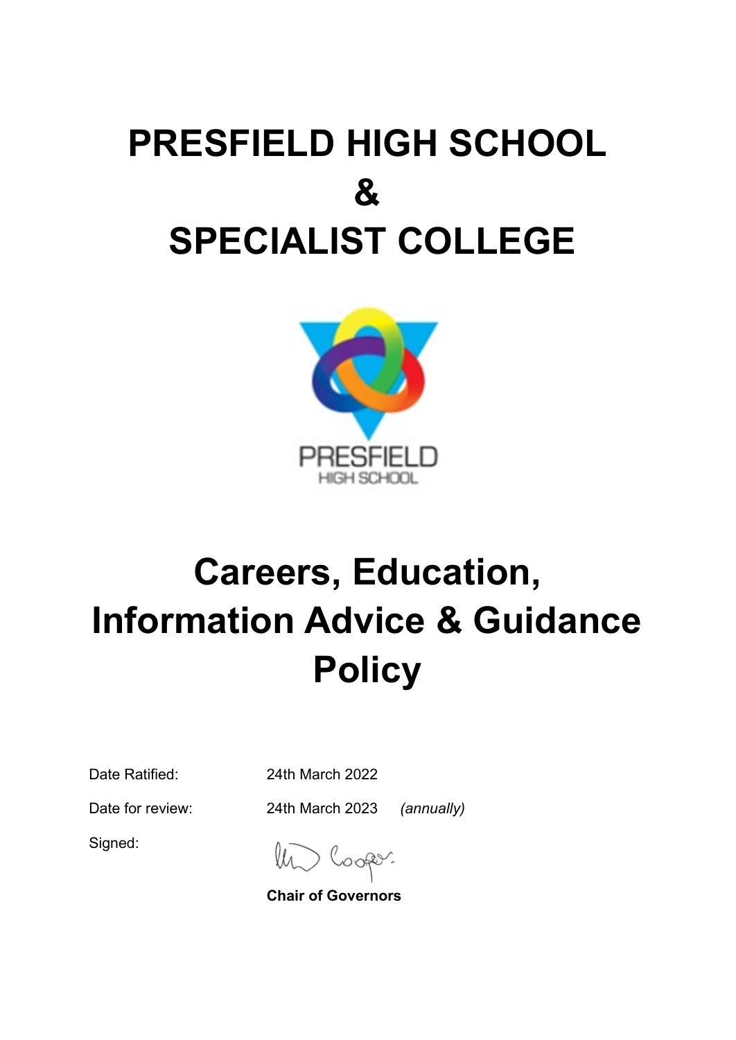# PRESFIELD HIGH SCHOOL
# &
# SPECIALIST COLLEGE

# Careers, Education, Information Advice & Guidance Policy

Date Ratified: 24th March 2022

Date for review: 24th March 2023 *(annually)*

Signed:

**Chair of Governors**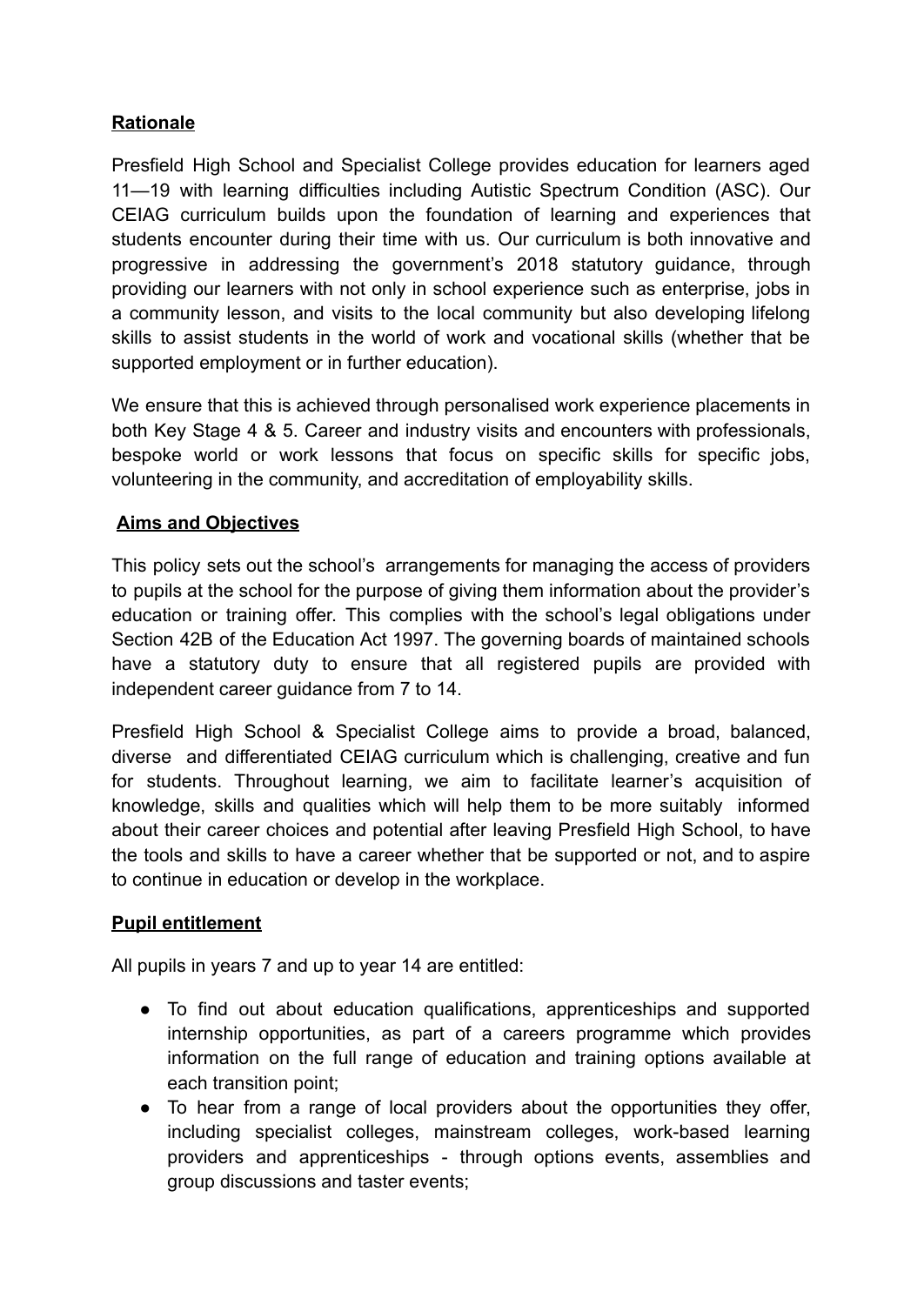## Rationale

Presfield High School and Specialist College provides education for learners aged 11—19 with learning difficulties including Autistic Spectrum Condition (ASC). Our CEIAG curriculum builds upon the foundation of learning and experiences that students encounter during their time with us. Our curriculum is both innovative and progressive in addressing the government's 2018 statutory guidance, through providing our learners with not only in school experience such as enterprise, jobs in a community lesson, and visits to the local community but also developing lifelong skills to assist students in the world of work and vocational skills (whether that be supported employment or in further education).

We ensure that this is achieved through personalised work experience placements in both Key Stage 4 & 5. Career and industry visits and encounters with professionals, bespoke world or work lessons that focus on specific skills for specific jobs, volunteering in the community, and accreditation of employability skills.

## Aims and Objectives

This policy sets out the school's arrangements for managing the access of providers to pupils at the school for the purpose of giving them information about the provider's education or training offer. This complies with the school's legal obligations under Section 42B of the Education Act 1997. The governing boards of maintained schools have a statutory duty to ensure that all registered pupils are provided with independent career guidance from 7 to 14.

Presfield High School & Specialist College aims to provide a broad, balanced, diverse and differentiated CEIAG curriculum which is challenging, creative and fun for students. Throughout learning, we aim to facilitate learner's acquisition of knowledge, skills and qualities which will help them to be more suitably informed about their career choices and potential after leaving Presfield High School, to have the tools and skills to have a career whether that be supported or not, and to aspire to continue in education or develop in the workplace.

## Pupil entitlement

All pupils in years 7 and up to year 14 are entitled:

- To find out about education qualifications, apprenticeships and supported internship opportunities, as part of a careers programme which provides information on the full range of education and training options available at each transition point;
- To hear from a range of local providers about the opportunities they offer, including specialist colleges, mainstream colleges, work-based learning providers and apprenticeships - through options events, assemblies and group discussions and taster events;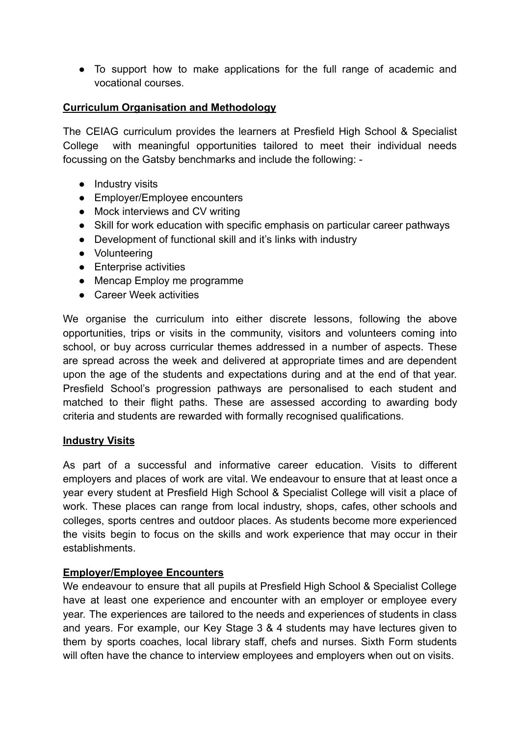- To support how to make applications for the full range of academic and vocational courses.

## Curriculum Organisation and Methodology

The CEIAG curriculum provides the learners at Presfield High School & Specialist College with meaningful opportunities tailored to meet their individual needs focussing on the Gatsby benchmarks and include the following: -

- Industry visits
- Employer/Employee encounters
- Mock interviews and CV writing
- Skill for work education with specific emphasis on particular career pathways
- Development of functional skill and it's links with industry
- Volunteering
- Enterprise activities
- Mencap Employ me programme
- Career Week activities

We organise the curriculum into either discrete lessons, following the above opportunities, trips or visits in the community, visitors and volunteers coming into school, or buy across curricular themes addressed in a number of aspects. These are spread across the week and delivered at appropriate times and are dependent upon the age of the students and expectations during and at the end of that year. Presfield School's progression pathways are personalised to each student and matched to their flight paths. These are assessed according to awarding body criteria and students are rewarded with formally recognised qualifications.

## Industry Visits

As part of a successful and informative career education. Visits to different employers and places of work are vital. We endeavour to ensure that at least once a year every student at Presfield High School & Specialist College will visit a place of work. These places can range from local industry, shops, cafes, other schools and colleges, sports centres and outdoor places. As students become more experienced the visits begin to focus on the skills and work experience that may occur in their establishments.

## Employer/Employee Encounters

We endeavour to ensure that all pupils at Presfield High School & Specialist College have at least one experience and encounter with an employer or employee every year. The experiences are tailored to the needs and experiences of students in class and years. For example, our Key Stage 3 & 4 students may have lectures given to them by sports coaches, local library staff, chefs and nurses. Sixth Form students will often have the chance to interview employees and employers when out on visits.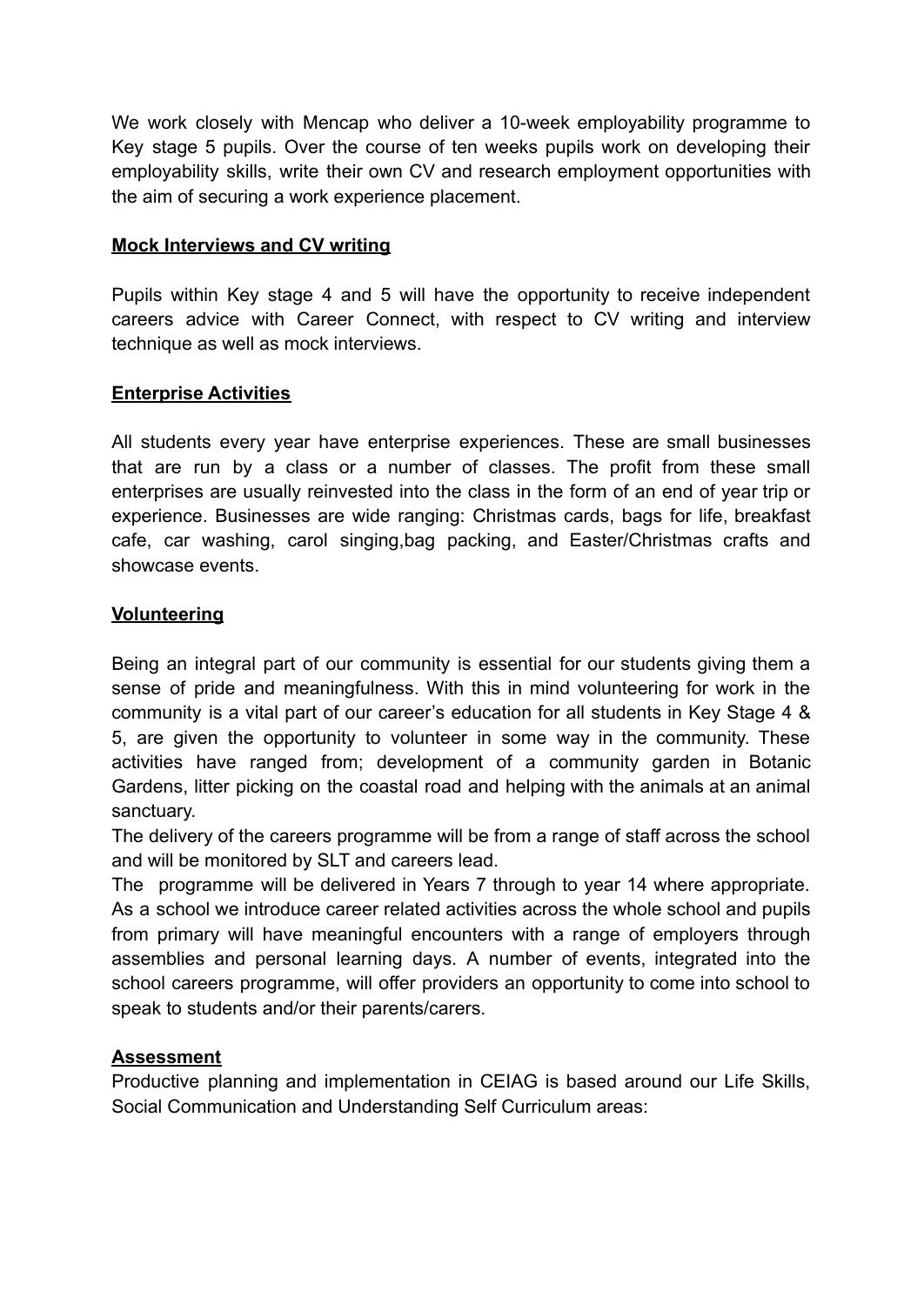We work closely with Mencap who deliver a 10-week employability programme to Key stage 5 pupils. Over the course of ten weeks pupils work on developing their employability skills, write their own CV and research employment opportunities with the aim of securing a work experience placement.

**Mock Interviews and CV writing**

Pupils within Key stage 4 and 5 will have the opportunity to receive independent careers advice with Career Connect, with respect to CV writing and interview technique as well as mock interviews.

**Enterprise Activities**

All students every year have enterprise experiences. These are small businesses that are run by a class or a number of classes. The profit from these small enterprises are usually reinvested into the class in the form of an end of year trip or experience. Businesses are wide ranging: Christmas cards, bags for life, breakfast cafe, car washing, carol singing,bag packing, and Easter/Christmas crafts and showcase events.

**Volunteering**

Being an integral part of our community is essential for our students giving them a sense of pride and meaningfulness. With this in mind volunteering for work in the community is a vital part of our career's education for all students in Key Stage 4 & 5, are given the opportunity to volunteer in some way in the community. These activities have ranged from; development of a community garden in Botanic Gardens, litter picking on the coastal road and helping with the animals at an animal sanctuary.

The delivery of the careers programme will be from a range of staff across the school and will be monitored by SLT and careers lead.

The programme will be delivered in Years 7 through to year 14 where appropriate. As a school we introduce career related activities across the whole school and pupils from primary will have meaningful encounters with a range of employers through assemblies and personal learning days. A number of events, integrated into the school careers programme, will offer providers an opportunity to come into school to speak to students and/or their parents/carers.

**Assessment**

Productive planning and implementation in CEIAG is based around our Life Skills, Social Communication and Understanding Self Curriculum areas: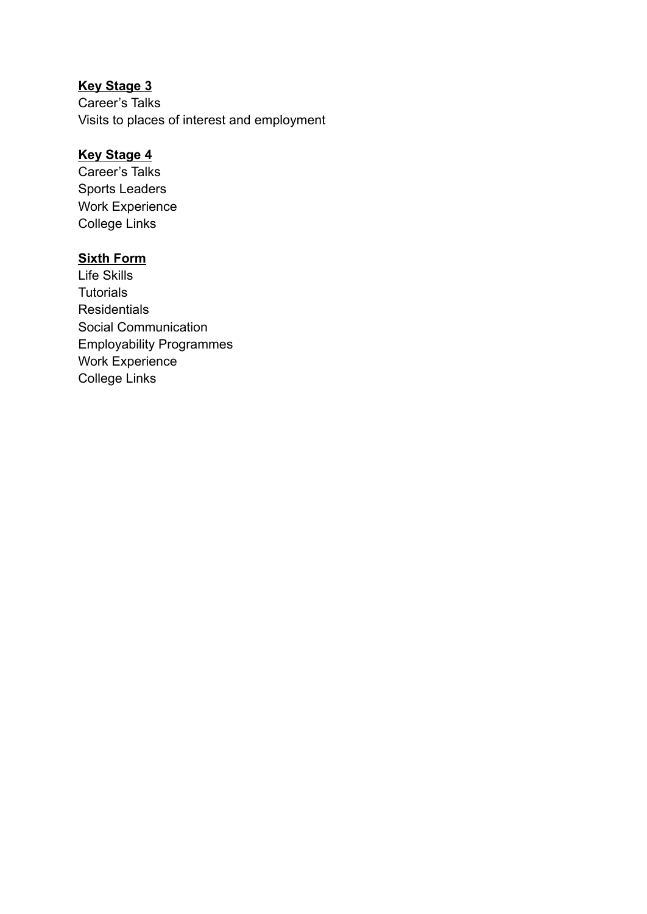**Key Stage 3**

Career's Talks
Visits to places of interest and employment

**Key Stage 4**

Career's Talks
Sports Leaders
Work Experience
College Links

**Sixth Form**

Life Skills
Tutorials
Residentials
Social Communication
Employability Programmes
Work Experience
College Links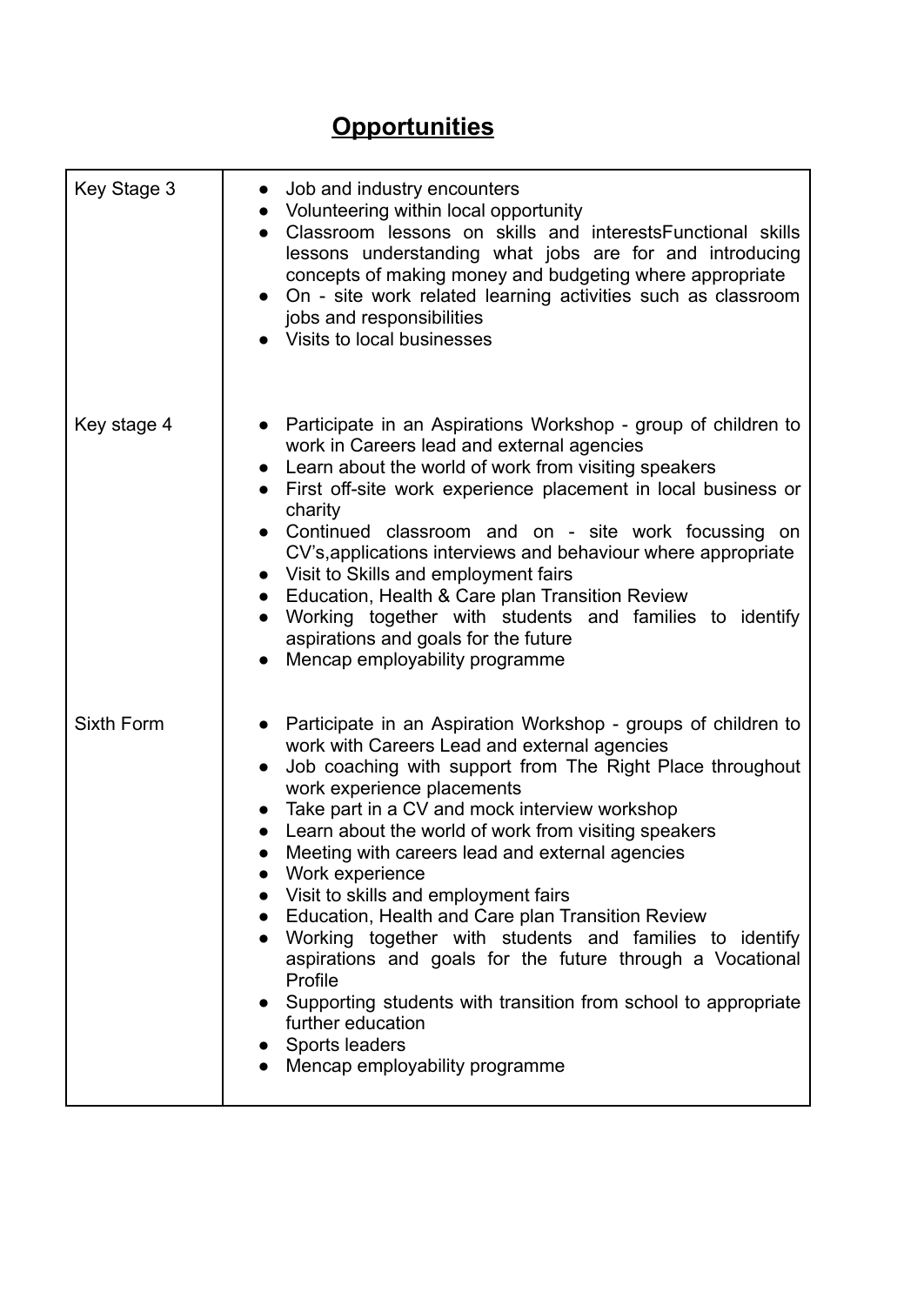# **Opportunities**

| Key Stage 3 | <ul><li>Job and industry encounters</li><li>Volunteering within local opportunity</li><li>Classroom lessons on skills and interestsFunctional skills lessons understanding what jobs are for and introducing concepts of making money and budgeting where appropriate</li><li>On - site work related learning activities such as classroom jobs and responsibilities</li><li>Visits to local businesses</li></ul> |
|---|---|
| Key stage 4 | <ul><li>Participate in an Aspirations Workshop - group of children to work in Careers lead and external agencies</li><li>Learn about the world of work from visiting speakers</li><li>First off-site work experience placement in local business or charity</li><li>Continued classroom and on - site work focussing on CV's,applications interviews and behaviour where appropriate</li><li>Visit to Skills and employment fairs</li><li>Education, Health & Care plan Transition Review</li><li>Working together with students and families to identify aspirations and goals for the future</li><li>Mencap employability programme</li></ul> |
| Sixth Form | <ul><li>Participate in an Aspiration Workshop - groups of children to work with Careers Lead and external agencies</li><li>Job coaching with support from The Right Place throughout work experience placements</li><li>Take part in a CV and mock interview workshop</li><li>Learn about the world of work from visiting speakers</li><li>Meeting with careers lead and external agencies</li><li>Work experience</li><li>Visit to skills and employment fairs</li><li>Education, Health and Care plan Transition Review</li><li>Working together with students and families to identify aspirations and goals for the future through a Vocational Profile</li><li>Supporting students with transition from school to appropriate further education</li><li>Sports leaders</li><li>Mencap employability programme</li></ul> |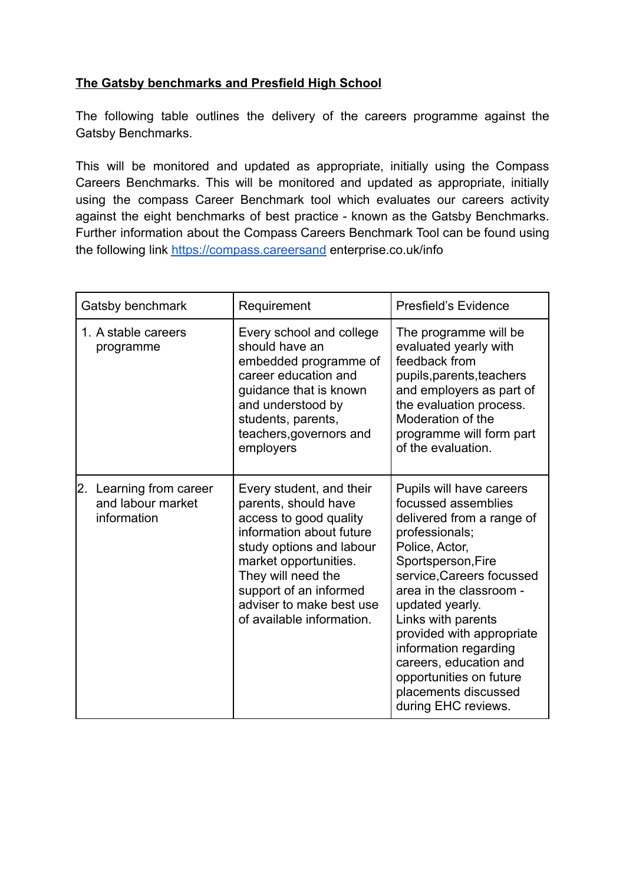**The Gatsby benchmarks and Presfield High School**

The following table outlines the delivery of the careers programme against the Gatsby Benchmarks.

This will be monitored and updated as appropriate, initially using the Compass Careers Benchmarks. This will be monitored and updated as appropriate, initially using the compass Career Benchmark tool which evaluates our careers activity against the eight benchmarks of best practice - known as the Gatsby Benchmarks. Further information about the Compass Careers Benchmark Tool can be found using the following link https://compass.careersand enterprise.co.uk/info

| Gatsby benchmark | Requirement | Presfield's Evidence |
|---|---|---|
| 1. A stable careers programme | Every school and college should have an embedded programme of career education and guidance that is known and understood by students, parents, teachers,governors and employers | The programme will be evaluated yearly with feedback from pupils,parents,teachers and employers as part of the evaluation process. Moderation of the programme will form part of the evaluation. |
| 2. Learning from career and labour market information | Every student, and their parents, should have access to good quality information about future study options and labour market opportunities. They will need the support of an informed adviser to make best use of available information. | Pupils will have careers focussed assemblies delivered from a range of professionals; Police, Actor, Sportsperson,Fire service,Careers focussed area in the classroom - updated yearly. Links with parents provided with appropriate information regarding careers, education and opportunities on future placements discussed during EHC reviews. |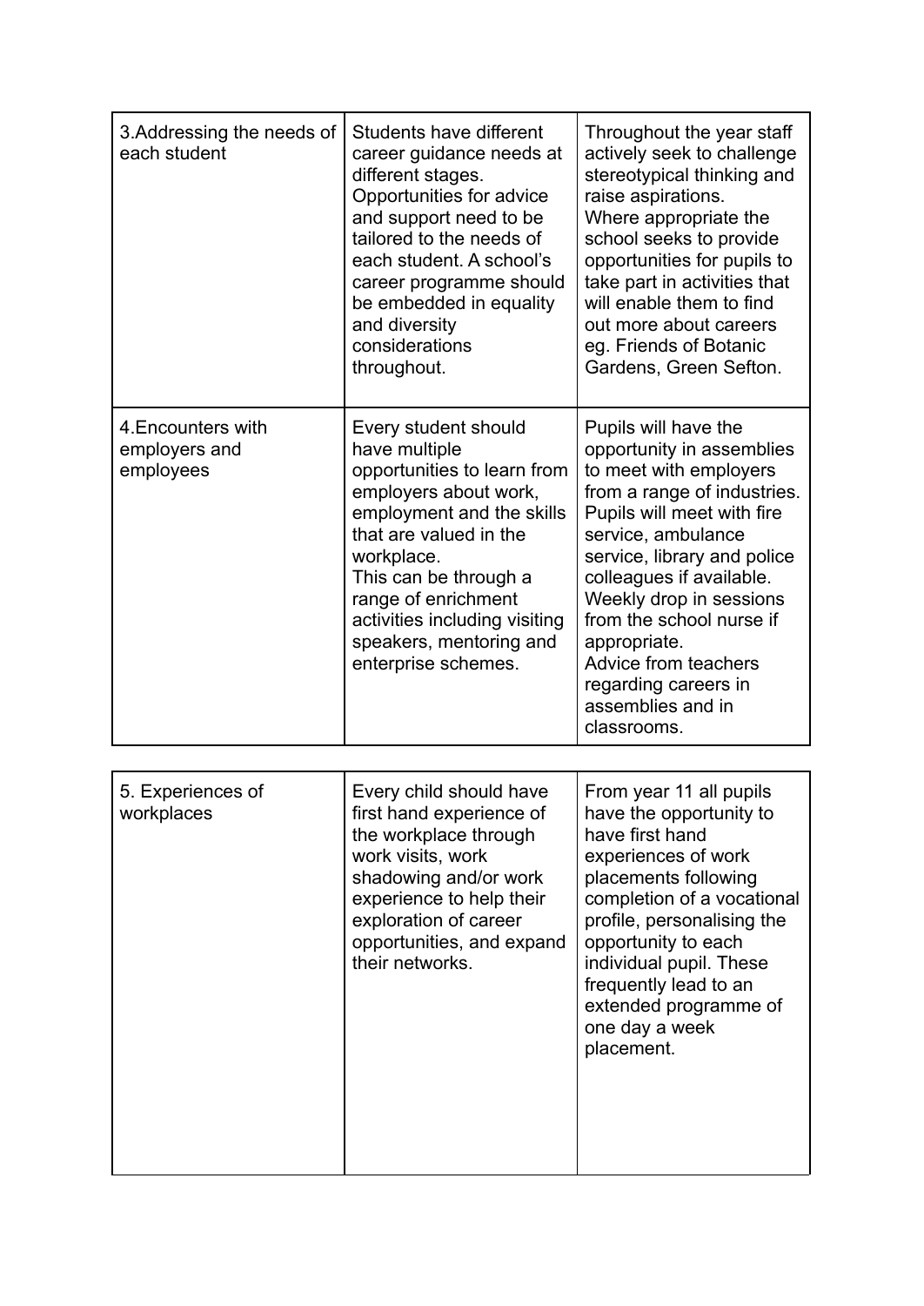| | | |
|---|---|---|
| 3.Addressing the needs of each student | Students have different career guidance needs at different stages. Opportunities for advice and support need to be tailored to the needs of each student. A school's career programme should be embedded in equality and diversity considerations throughout. | Throughout the year staff actively seek to challenge stereotypical thinking and raise aspirations. Where appropriate the school seeks to provide opportunities for pupils to take part in activities that will enable them to find out more about careers eg. Friends of Botanic Gardens, Green Sefton. |
| 4.Encounters with employers and employees | Every student should have multiple opportunities to learn from employers about work, employment and the skills that are valued in the workplace. This can be through a range of enrichment activities including visiting speakers, mentoring and enterprise schemes. | Pupils will have the opportunity in assemblies to meet with employers from a range of industries. Pupils will meet with fire service, ambulance service, library and police colleagues if available. Weekly drop in sessions from the school nurse if appropriate. Advice from teachers regarding careers in assemblies and in classrooms. |

| | | |
|---|---|---|
| 5. Experiences of workplaces | Every child should have first hand experience of the workplace through work visits, work shadowing and/or work experience to help their exploration of career opportunities, and expand their networks. | From year 11 all pupils have the opportunity to have first hand experiences of work placements following completion of a vocational profile, personalising the opportunity to each individual pupil. These frequently lead to an extended programme of one day a week placement. |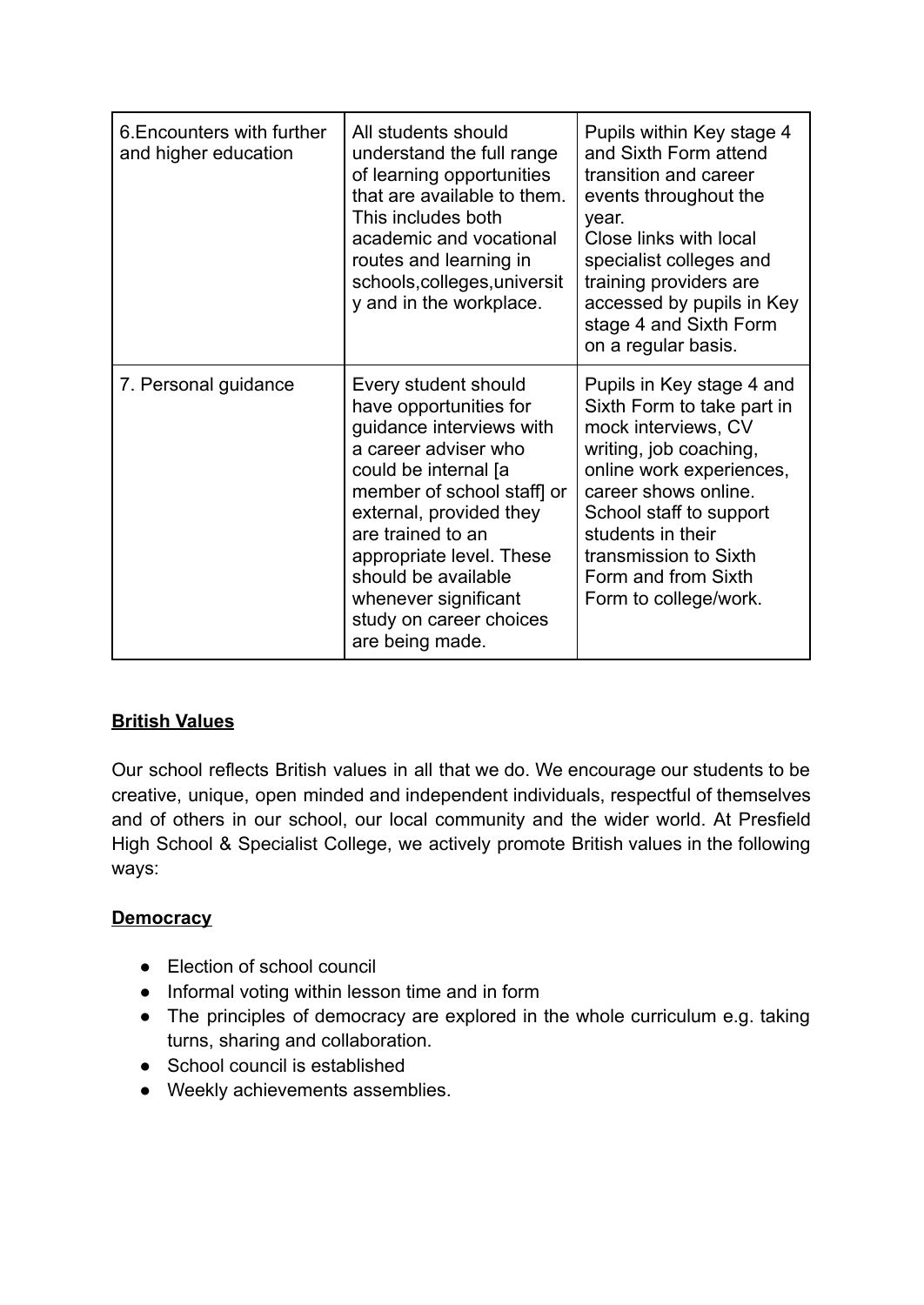| 6.Encounters with further and higher education | All students should understand the full range of learning opportunities that are available to them. This includes both academic and vocational routes and learning in schools,colleges,university and in the workplace. | Pupils within Key stage 4 and Sixth Form attend transition and career events throughout the year.<br>Close links with local specialist colleges and training providers are accessed by pupils in Key stage 4 and Sixth Form on a regular basis. |
|---|---|---|
| 7. Personal guidance | Every student should have opportunities for guidance interviews with a career adviser who could be internal [a member of school staff] or external, provided they are trained to an appropriate level. These should be available whenever significant study on career choices are being made. | Pupils in Key stage 4 and Sixth Form to take part in mock interviews, CV writing, job coaching, online work experiences, career shows online. School staff to support students in their transmission to Sixth Form and from Sixth Form to college/work. |

**British Values**

Our school reflects British values in all that we do. We encourage our students to be creative, unique, open minded and independent individuals, respectful of themselves and of others in our school, our local community and the wider world. At Presfield High School & Specialist College, we actively promote British values in the following ways:

**Democracy**

- Election of school council
- Informal voting within lesson time and in form
- The principles of democracy are explored in the whole curriculum e.g. taking turns, sharing and collaboration.
- School council is established
- Weekly achievements assemblies.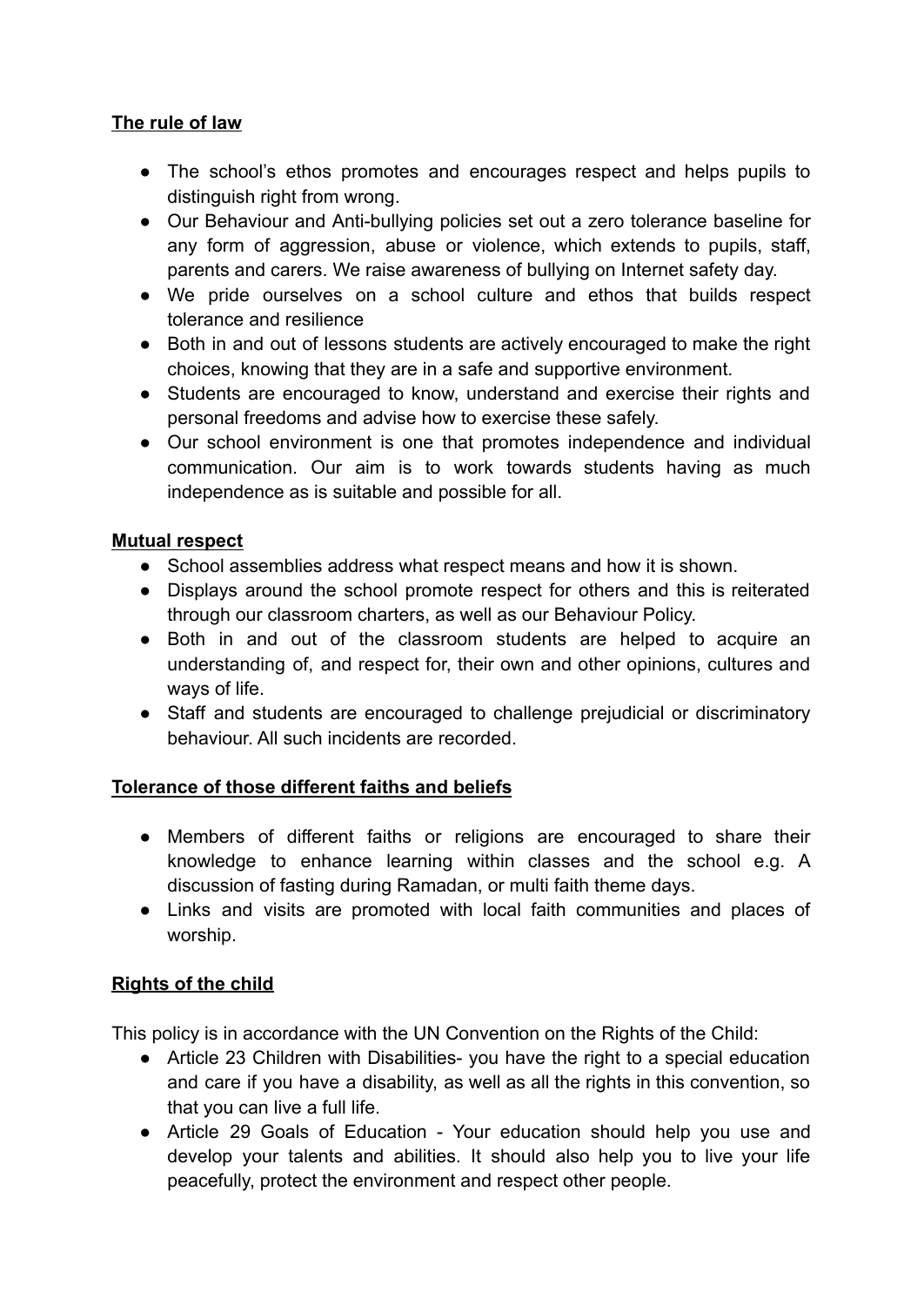**The rule of law**

- The school's ethos promotes and encourages respect and helps pupils to distinguish right from wrong.
- Our Behaviour and Anti-bullying policies set out a zero tolerance baseline for any form of aggression, abuse or violence, which extends to pupils, staff, parents and carers. We raise awareness of bullying on Internet safety day.
- We pride ourselves on a school culture and ethos that builds respect tolerance and resilience
- Both in and out of lessons students are actively encouraged to make the right choices, knowing that they are in a safe and supportive environment.
- Students are encouraged to know, understand and exercise their rights and personal freedoms and advise how to exercise these safely.
- Our school environment is one that promotes independence and individual communication. Our aim is to work towards students having as much independence as is suitable and possible for all.

**Mutual respect**

- School assemblies address what respect means and how it is shown.
- Displays around the school promote respect for others and this is reiterated through our classroom charters, as well as our Behaviour Policy.
- Both in and out of the classroom students are helped to acquire an understanding of, and respect for, their own and other opinions, cultures and ways of life.
- Staff and students are encouraged to challenge prejudicial or discriminatory behaviour. All such incidents are recorded.

**Tolerance of those different faiths and beliefs**

- Members of different faiths or religions are encouraged to share their knowledge to enhance learning within classes and the school e.g. A discussion of fasting during Ramadan, or multi faith theme days.
- Links and visits are promoted with local faith communities and places of worship.

**Rights of the child**

This policy is in accordance with the UN Convention on the Rights of the Child:

- Article 23 Children with Disabilities- you have the right to a special education and care if you have a disability, as well as all the rights in this convention, so that you can live a full life.
- Article 29 Goals of Education - Your education should help you use and develop your talents and abilities. It should also help you to live your life peacefully, protect the environment and respect other people.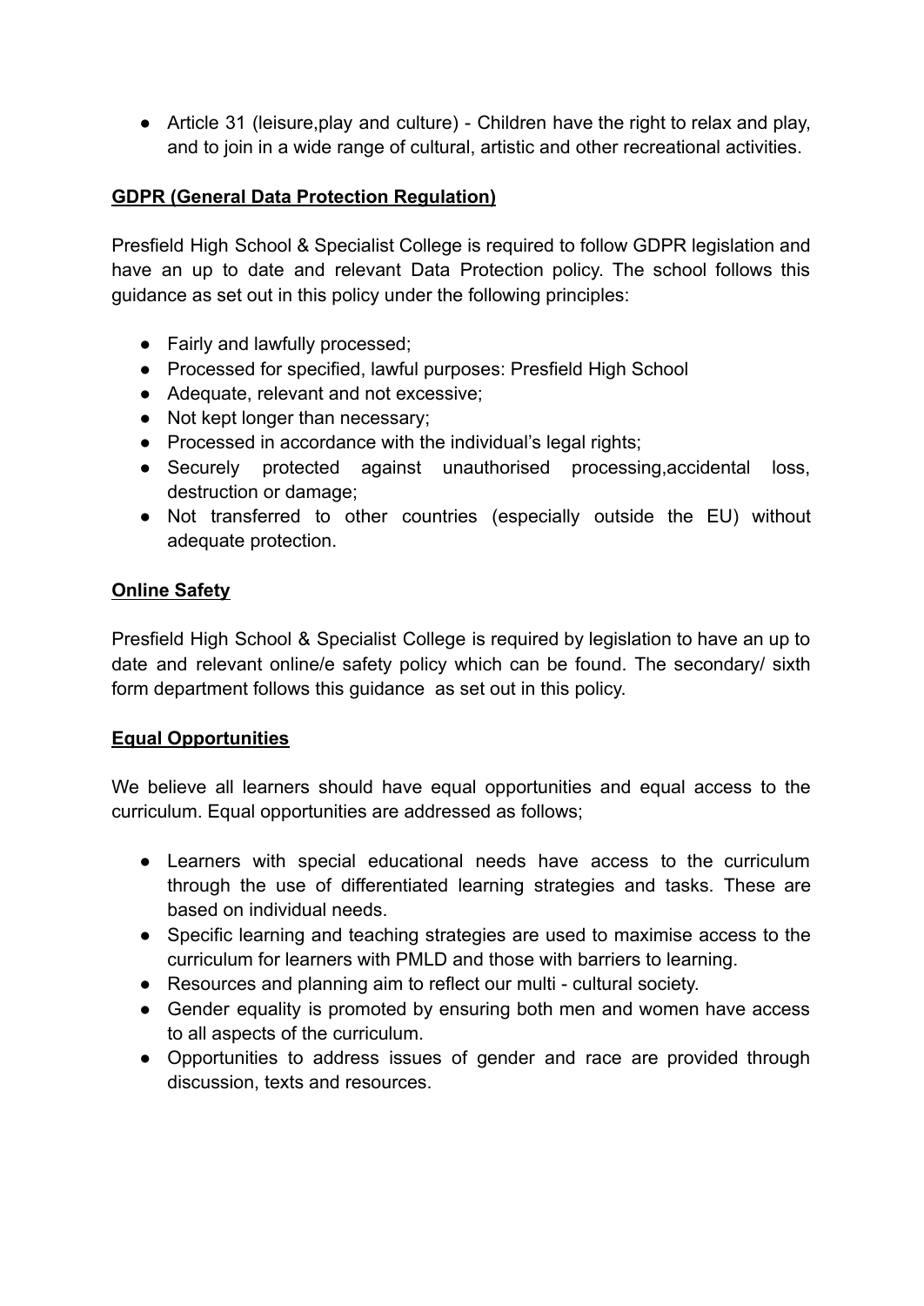- Article 31 (leisure,play and culture) - Children have the right to relax and play, and to join in a wide range of cultural, artistic and other recreational activities.

**GDPR (General Data Protection Regulation)**

Presfield High School & Specialist College is required to follow GDPR legislation and have an up to date and relevant Data Protection policy. The school follows this guidance as set out in this policy under the following principles:

- Fairly and lawfully processed;
- Processed for specified, lawful purposes: Presfield High School
- Adequate, relevant and not excessive;
- Not kept longer than necessary;
- Processed in accordance with the individual's legal rights;
- Securely protected against unauthorised processing,accidental loss, destruction or damage;
- Not transferred to other countries (especially outside the EU) without adequate protection.

**Online Safety**

Presfield High School & Specialist College is required by legislation to have an up to date and relevant online/e safety policy which can be found. The secondary/ sixth form department follows this guidance as set out in this policy.

**Equal Opportunities**

We believe all learners should have equal opportunities and equal access to the curriculum. Equal opportunities are addressed as follows;

- Learners with special educational needs have access to the curriculum through the use of differentiated learning strategies and tasks. These are based on individual needs.
- Specific learning and teaching strategies are used to maximise access to the curriculum for learners with PMLD and those with barriers to learning.
- Resources and planning aim to reflect our multi - cultural society.
- Gender equality is promoted by ensuring both men and women have access to all aspects of the curriculum.
- Opportunities to address issues of gender and race are provided through discussion, texts and resources.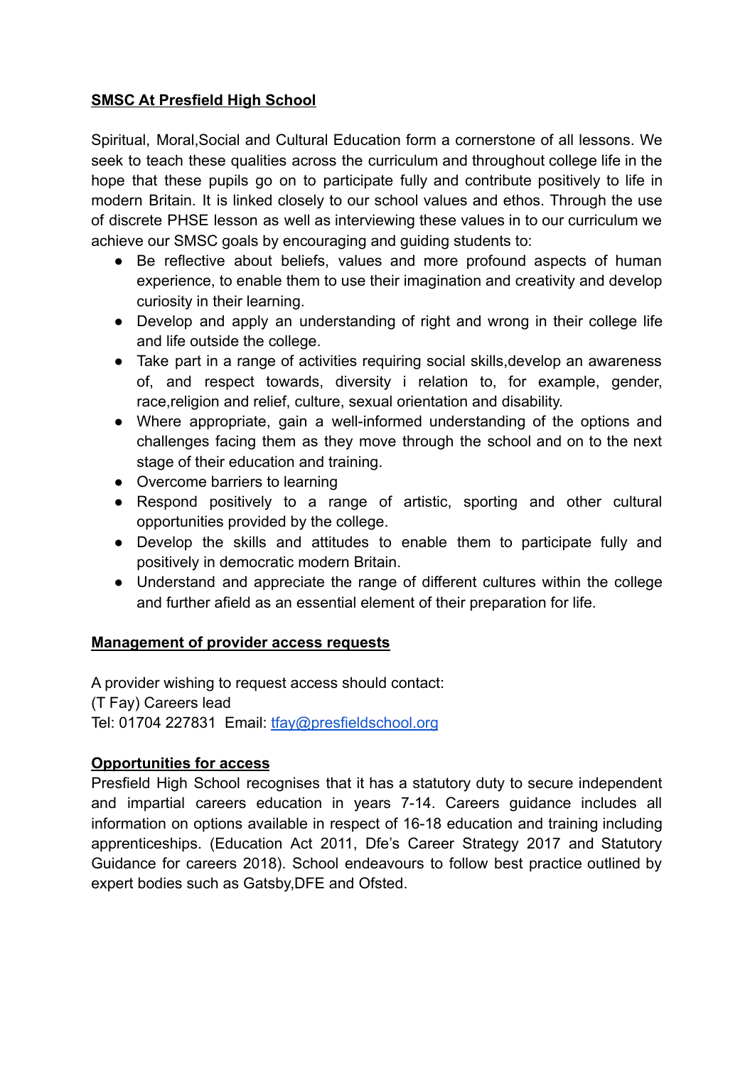**SMSC At Presfield High School**

Spiritual, Moral,Social and Cultural Education form a cornerstone of all lessons. We seek to teach these qualities across the curriculum and throughout college life in the hope that these pupils go on to participate fully and contribute positively to life in modern Britain. It is linked closely to our school values and ethos. Through the use of discrete PHSE lesson as well as interviewing these values in to our curriculum we achieve our SMSC goals by encouraging and guiding students to:

- Be reflective about beliefs, values and more profound aspects of human experience, to enable them to use their imagination and creativity and develop curiosity in their learning.
- Develop and apply an understanding of right and wrong in their college life and life outside the college.
- Take part in a range of activities requiring social skills,develop an awareness of, and respect towards, diversity i relation to, for example, gender, race,religion and relief, culture, sexual orientation and disability.
- Where appropriate, gain a well-informed understanding of the options and challenges facing them as they move through the school and on to the next stage of their education and training.
- Overcome barriers to learning
- Respond positively to a range of artistic, sporting and other cultural opportunities provided by the college.
- Develop the skills and attitudes to enable them to participate fully and positively in democratic modern Britain.
- Understand and appreciate the range of different cultures within the college and further afield as an essential element of their preparation for life.

**Management of provider access requests**

A provider wishing to request access should contact:
(T Fay) Careers lead
Tel: 01704 227831 Email: tfay@presfieldschool.org

**Opportunities for access**

Presfield High School recognises that it has a statutory duty to secure independent and impartial careers education in years 7-14. Careers guidance includes all information on options available in respect of 16-18 education and training including apprenticeships. (Education Act 2011, Dfe's Career Strategy 2017 and Statutory Guidance for careers 2018). School endeavours to follow best practice outlined by expert bodies such as Gatsby,DFE and Ofsted.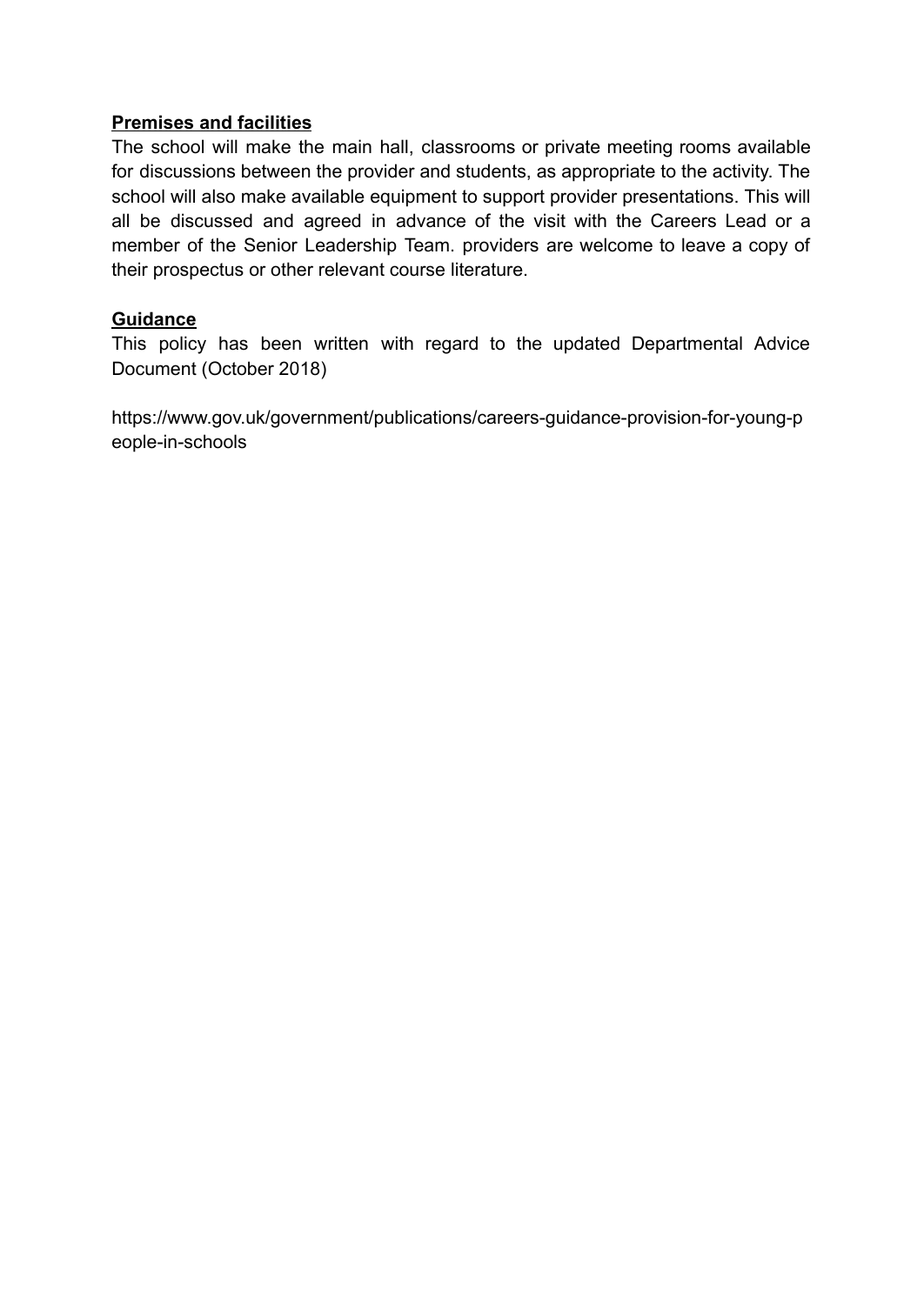**Premises and facilities**

The school will make the main hall, classrooms or private meeting rooms available for discussions between the provider and students, as appropriate to the activity. The school will also make available equipment to support provider presentations. This will all be discussed and agreed in advance of the visit with the Careers Lead or a member of the Senior Leadership Team. providers are welcome to leave a copy of their prospectus or other relevant course literature.

**Guidance**

This policy has been written with regard to the updated Departmental Advice Document (October 2018)

https://www.gov.uk/government/publications/careers-guidance-provision-for-young-people-in-schools